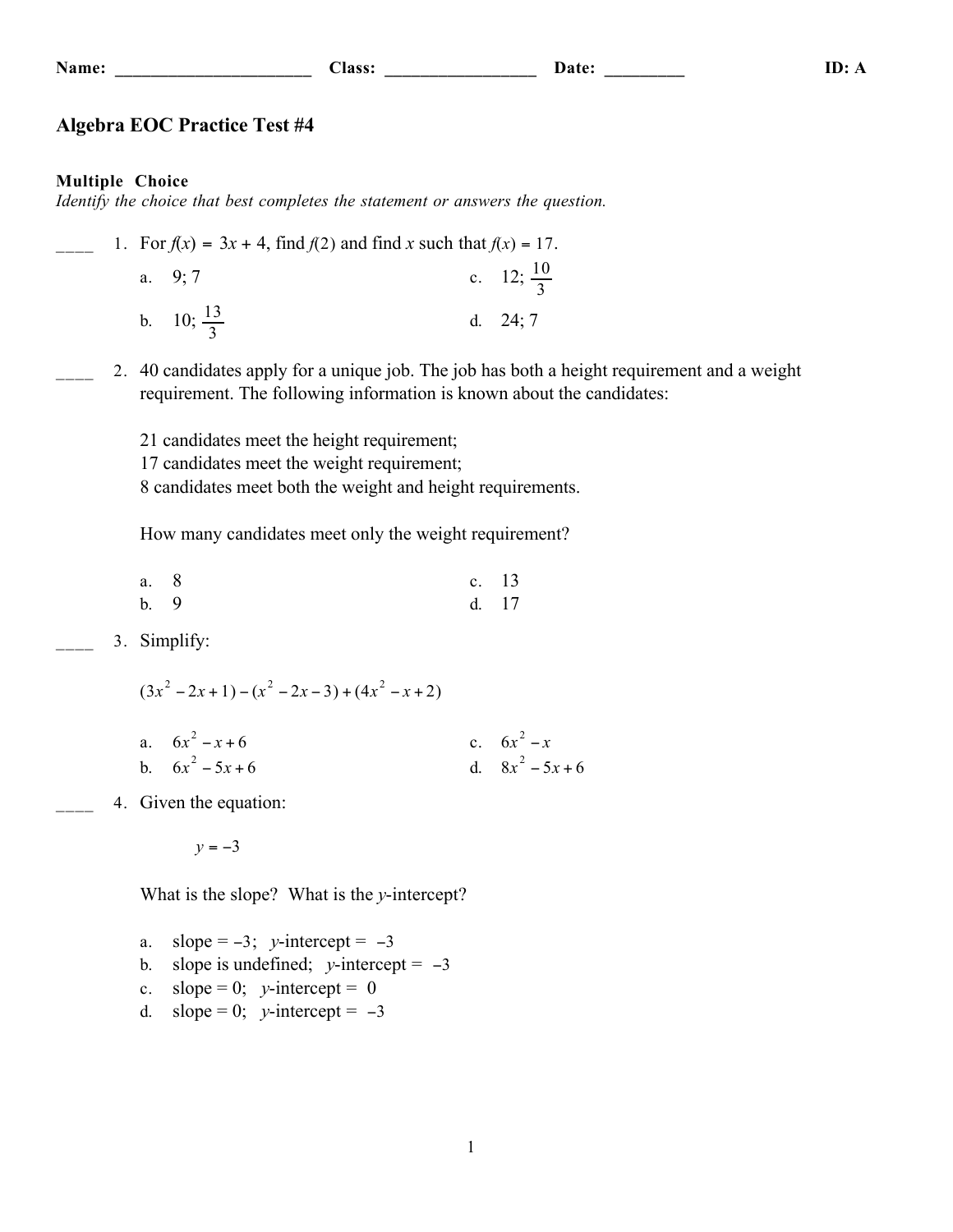Name: ______________________ Class: _________________ Date: _________ ID: A

# Algebra EOC Practice Test #4

**Multiple Choice**

*Identify the choice that best completes the statement or answers the question.*

____ 1. For $f(x) = 3x + 4$, find $f(2)$ and find $x$ such that $f(x) = 17$.

a. 9; 7

b. 10; $\frac{13}{3}$

c. 12; $\frac{10}{3}$

d. 24; 7

____ 2. 40 candidates apply for a unique job. The job has both a height requirement and a weight requirement. The following information is known about the candidates:

21 candidates meet the height requirement;
17 candidates meet the weight requirement;
8 candidates meet both the weight and height requirements.

How many candidates meet only the weight requirement?

a. 8

b. 9

c. 13

d. 17

____ 3. Simplify:

$$(3x^2 - 2x + 1) - (x^2 - 2x - 3) + (4x^2 - x + 2)$$

a. $6x^2 - x + 6$

b. $6x^2 - 5x + 6$

c. $6x^2 - x$

d. $8x^2 - 5x + 6$

____ 4. Given the equation:

$$y = -3$$

What is the slope? What is the $y$-intercept?

a. slope = $-3$; $y$-intercept = $-3$

b. slope is undefined; $y$-intercept = $-3$

c. slope = 0; $y$-intercept = 0

d. slope = 0; $y$-intercept = $-3$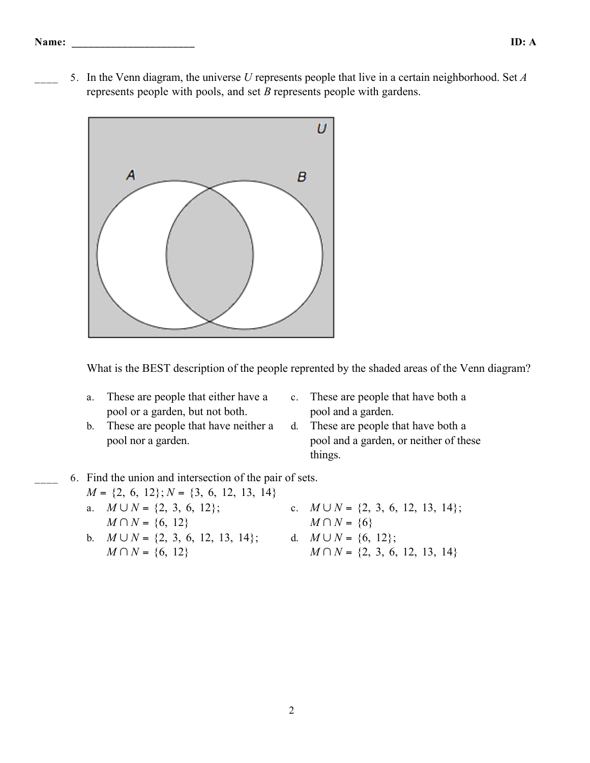____ 5. In the Venn diagram, the universe $U$ represents people that live in a certain neighborhood. Set $A$ represents people with pools, and set $B$ represents people with gardens.

What is the BEST description of the people reprented by the shaded areas of the Venn diagram?

a. These are people that either have a pool or a garden, but not both.

b. These are people that have neither a pool nor a garden.

c. These are people that have both a pool and a garden.

d. These are people that have both a pool and a garden, or neither of these things.

____ 6. Find the union and intersection of the pair of sets.
$M = \{2, 6, 12\}$; $N = \{3, 6, 12, 13, 14\}$

a. $M \cup N = \{2, 3, 6, 12\}$;
$M \cap N = \{6, 12\}$

b. $M \cup N = \{2, 3, 6, 12, 13, 14\}$;
$M \cap N = \{6, 12\}$

c. $M \cup N = \{2, 3, 6, 12, 13, 14\}$;
$M \cap N = \{6\}$

d. $M \cup N = \{6, 12\}$;
$M \cap N = \{2, 3, 6, 12, 13, 14\}$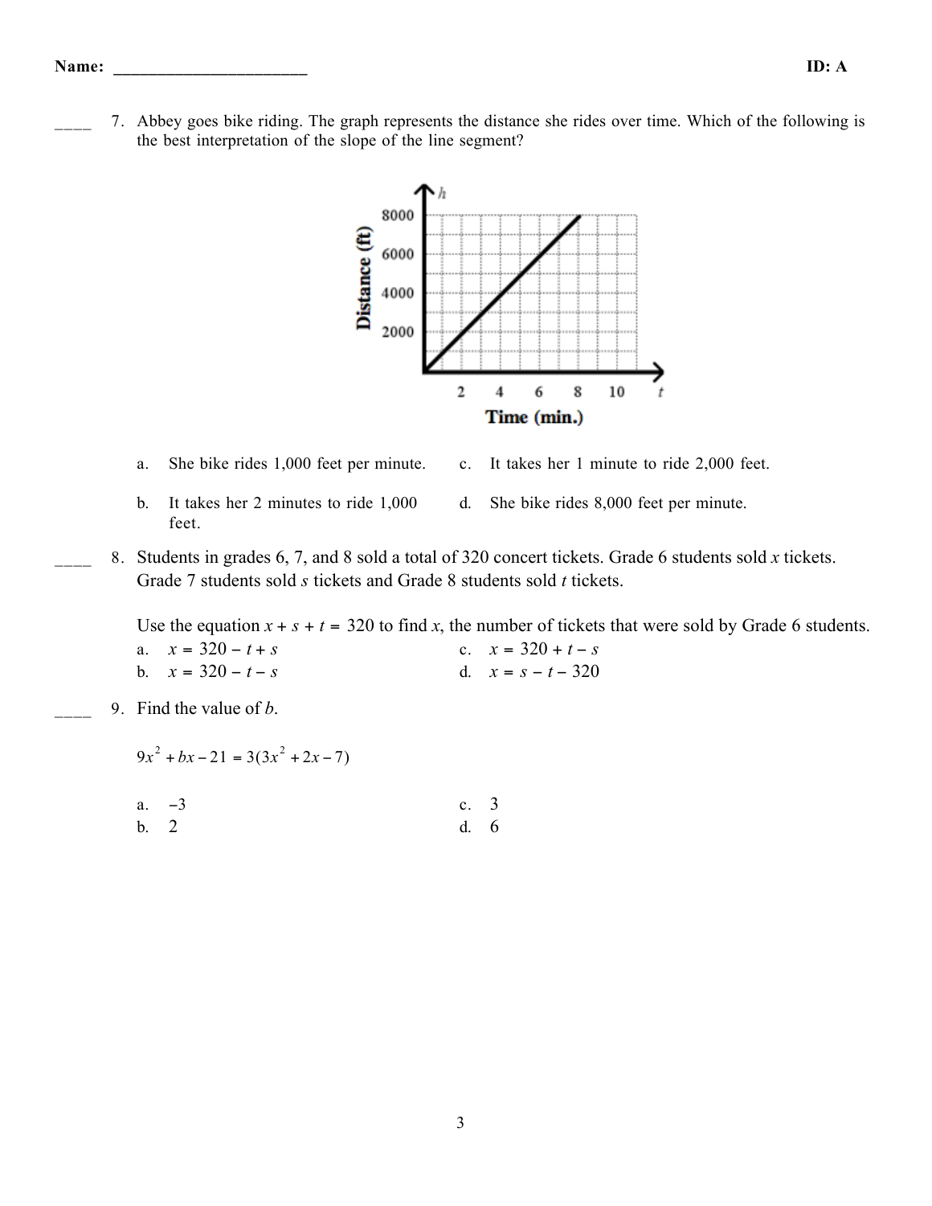**Name:** ______________________ **ID: A**

____ 7. Abbey goes bike riding. The graph represents the distance she rides over time. Which of the following is the best interpretation of the slope of the line segment?

a. She bike rides 1,000 feet per minute.

b. It takes her 2 minutes to ride 1,000 feet.

c. It takes her 1 minute to ride 2,000 feet.

d. She bike rides 8,000 feet per minute.

____ 8. Students in grades 6, 7, and 8 sold a total of 320 concert tickets. Grade 6 students sold $x$ tickets. Grade 7 students sold $s$ tickets and Grade 8 students sold $t$ tickets.

Use the equation $x + s + t = 320$ to find $x$, the number of tickets that were sold by Grade 6 students.

a. $x = 320 - t + s$

b. $x = 320 - t - s$

c. $x = 320 + t - s$

d. $x = s - t - 320$

____ 9. Find the value of $b$.

$$9x^2 + bx - 21 = 3(3x^2 + 2x - 7)$$

a. $-3$

b. $2$

c. $3$

d. $6$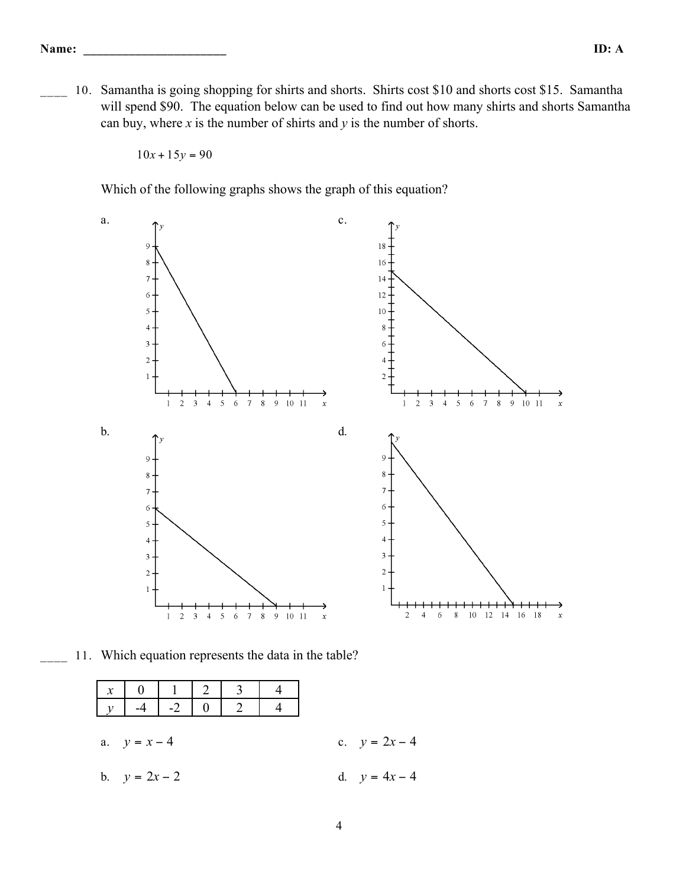____ 10. Samantha is going shopping for shirts and shorts. Shirts cost \$10 and shorts cost \$15. Samantha will spend \$90. The equation below can be used to find out how many shirts and shorts Samantha can buy, where $x$ is the number of shirts and $y$ is the number of shorts.

$$10x + 15y = 90$$

Which of the following graphs shows the graph of this equation?

a.

c.

b.

d.

____ 11. Which equation represents the data in the table?

| $x$ | 0 | 1 | 2 | 3 | 4 |
|---|---|---|---|---|---|
| $y$ | -4 | -2 | 0 | 2 | 4 |

a. $y = x - 4$

b. $y = 2x - 2$

c. $y = 2x - 4$

d. $y = 4x - 4$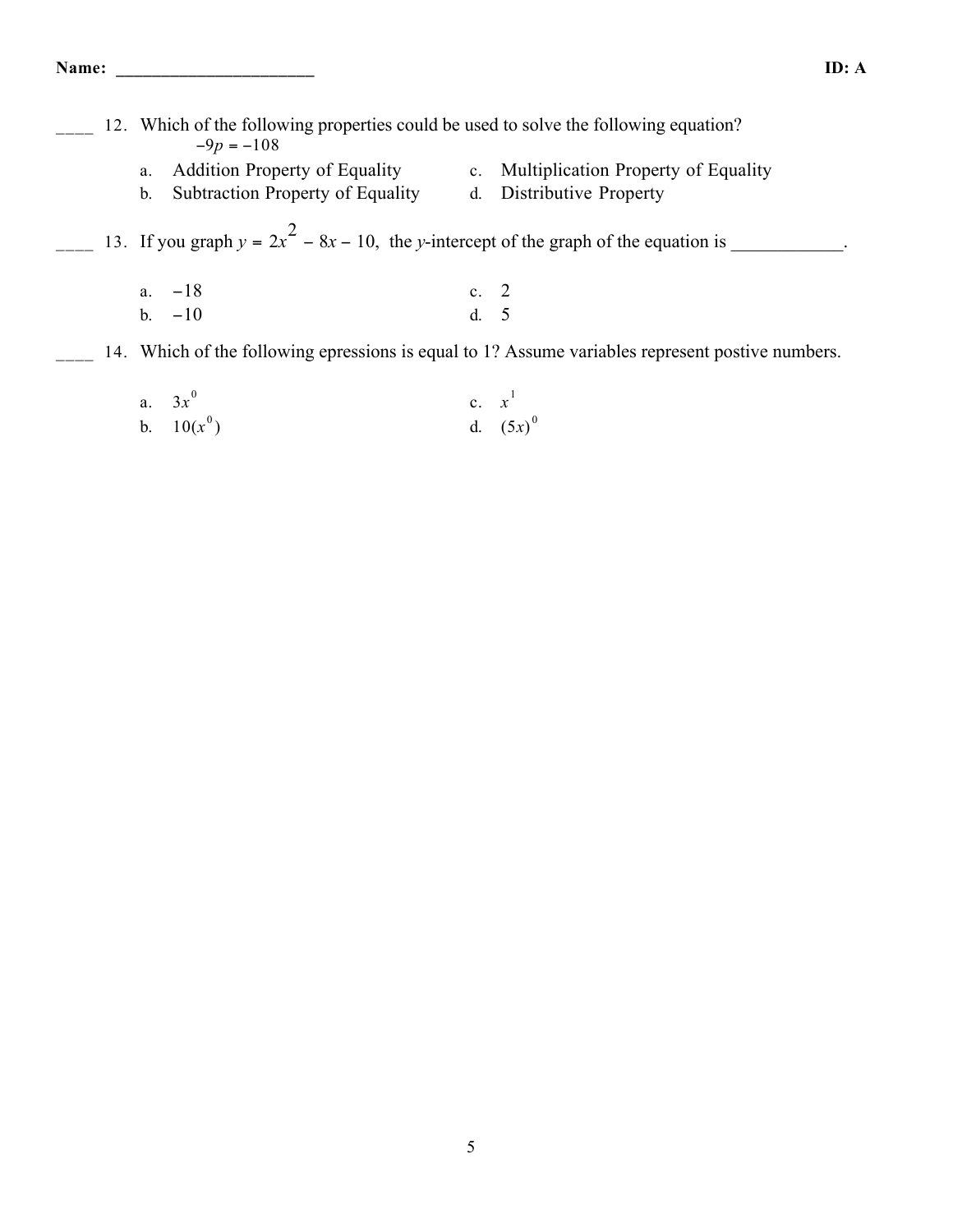Name: ______________________ ID: A

____ 12. Which of the following properties could be used to solve the following equation?
$-9p = -108$

a. Addition Property of Equality
b. Subtraction Property of Equality
c. Multiplication Property of Equality
d. Distributive Property

____ 13. If you graph $y = 2x^2 - 8x - 10$, the $y$-intercept of the graph of the equation is ____________.

a. $-18$
b. $-10$
c. $2$
d. $5$

____ 14. Which of the following epressions is equal to 1? Assume variables represent postive numbers.

a. $3x^0$
b. $10(x^0)$
c. $x^1$
d. $(5x)^0$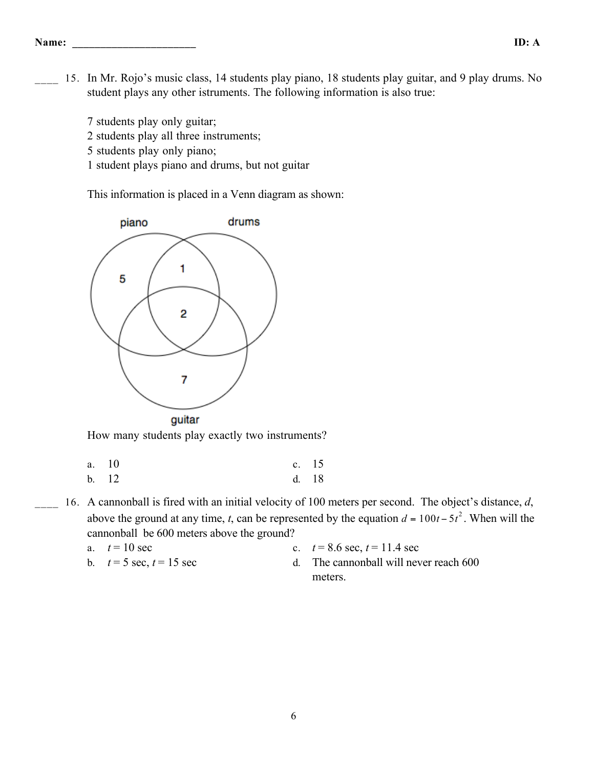Name: ______________________ **ID: A**

____ 15. In Mr. Rojo's music class, 14 students play piano, 18 students play guitar, and 9 play drums. No student plays any other istruments. The following information is also true:

7 students play only guitar;
2 students play all three instruments;
5 students play only piano;
1 student plays piano and drums, but not guitar

This information is placed in a Venn diagram as shown:

piano drums

5 1 2 7

guitar

How many students play exactly two instruments?

a. 10
b. 12
c. 15
d. 18

____ 16. A cannonball is fired with an initial velocity of 100 meters per second. The object's distance, $d$, above the ground at any time, $t$, can be represented by the equation $d = 100t - 5t^2$. When will the cannonball be 600 meters above the ground?

a. $t = 10$ sec
b. $t = 5$ sec, $t = 15$ sec
c. $t = 8.6$ sec, $t = 11.4$ sec
d. The cannonball will never reach 600 meters.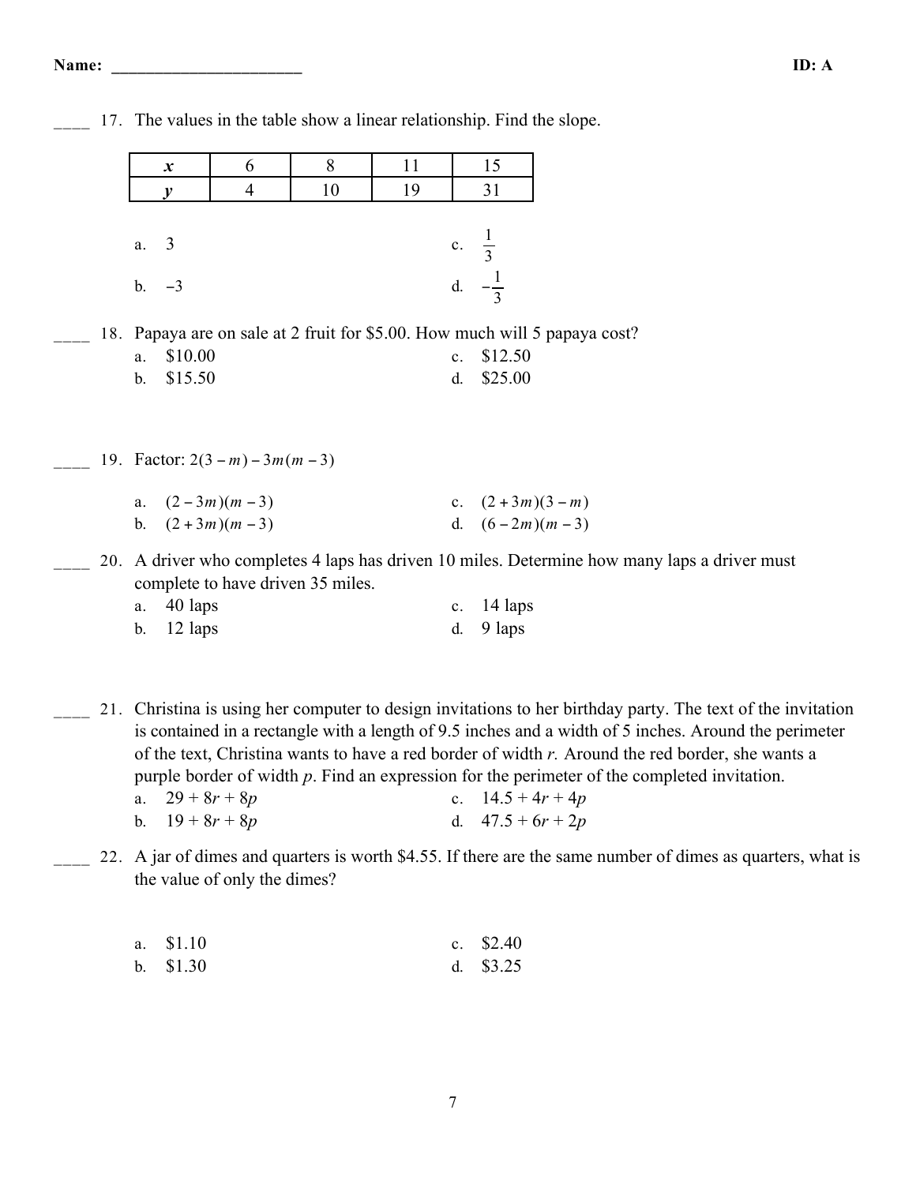Name: ______________________ ID: A

____ 17. The values in the table show a linear relationship. Find the slope.

| $x$ | 6 | 8 | 11 | 15 |
|---|---|---|---|---|
| $y$ | 4 | 10 | 19 | 31 |

a. 3

b. $-3$

c. $\frac{1}{3}$

d. $-\frac{1}{3}$

____ 18. Papaya are on sale at 2 fruit for $5.00. How much will 5 papaya cost?

a. $10.00

b. $15.50

c. $12.50

d. $25.00

____ 19. Factor: $2(3-m)-3m(m-3)$

a. $(2-3m)(m-3)$

b. $(2+3m)(m-3)$

c. $(2+3m)(3-m)$

d. $(6-2m)(m-3)$

____ 20. A driver who completes 4 laps has driven 10 miles. Determine how many laps a driver must complete to have driven 35 miles.

a. 40 laps

b. 12 laps

c. 14 laps

d. 9 laps

____ 21. Christina is using her computer to design invitations to her birthday party. The text of the invitation is contained in a rectangle with a length of 9.5 inches and a width of 5 inches. Around the perimeter of the text, Christina wants to have a red border of width *r*. Around the red border, she wants a purple border of width *p*. Find an expression for the perimeter of the completed invitation.

a. $29 + 8r + 8p$

b. $19 + 8r + 8p$

c. $14.5 + 4r + 4p$

d. $47.5 + 6r + 2p$

____ 22. A jar of dimes and quarters is worth $4.55. If there are the same number of dimes as quarters, what is the value of only the dimes?

a. $1.10

b. $1.30

c. $2.40

d. $3.25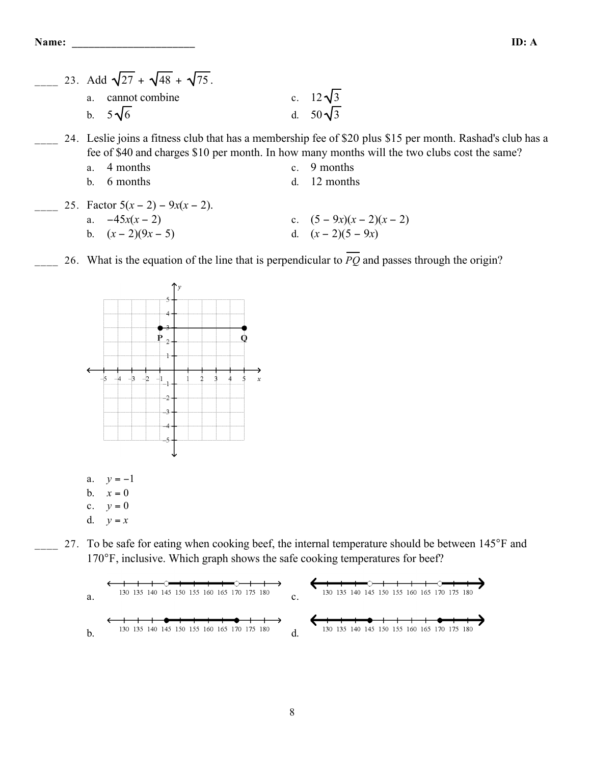____ 23. Add $\sqrt{27} + \sqrt{48} + \sqrt{75}$.

a. cannot combine

b. $5\sqrt{6}$

c. $12\sqrt{3}$

d. $50\sqrt{3}$

____ 24. Leslie joins a fitness club that has a membership fee of $20 plus $15 per month. Rashad's club has a fee of $40 and charges $10 per month. In how many months will the two clubs cost the same?

a. 4 months

b. 6 months

c. 9 months

d. 12 months

____ 25. Factor $5(x - 2) - 9x(x - 2)$.

a. $-45x(x - 2)$

b. $(x - 2)(9x - 5)$

c. $(5 - 9x)(x - 2)(x - 2)$

d. $(x - 2)(5 - 9x)$

____ 26. What is the equation of the line that is perpendicular to $\overline{PQ}$ and passes through the origin?

a. $y = -1$

b. $x = 0$

c. $y = 0$

d. $y = x$

____ 27. To be safe for eating when cooking beef, the internal temperature should be between 145°F and 170°F, inclusive. Which graph shows the safe cooking temperatures for beef?

a.

b.

c.

d.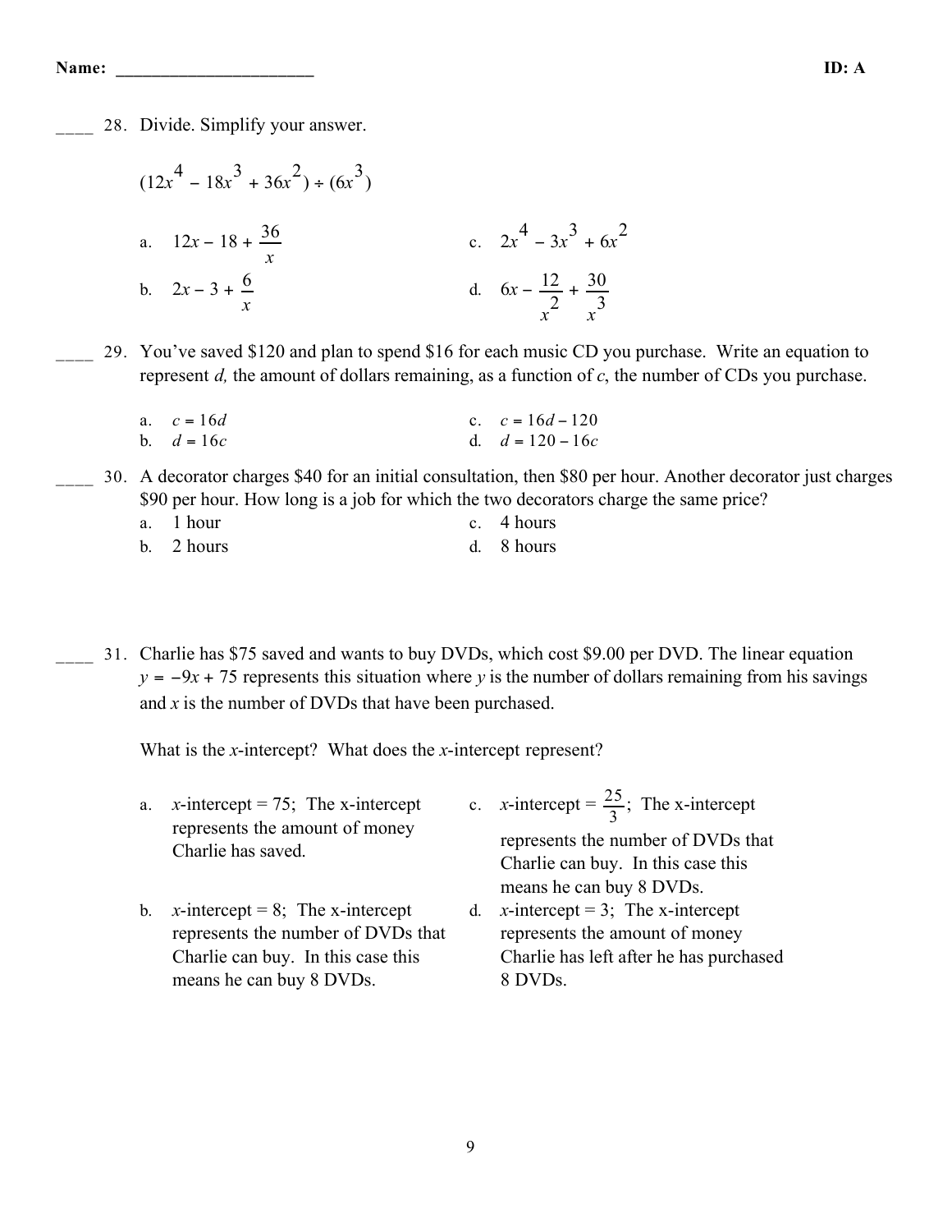Name: ______________________ ID: A

____ 28. Divide. Simplify your answer.

$(12x^4 - 18x^3 + 36x^2) \div (6x^3)$

a. $12x - 18 + \frac{36}{x}$

b. $2x - 3 + \frac{6}{x}$

c. $2x^4 - 3x^3 + 6x^2$

d. $6x - \frac{12}{x^2} + \frac{30}{x^3}$

____ 29. You've saved $120 and plan to spend $16 for each music CD you purchase. Write an equation to represent *d,* the amount of dollars remaining, as a function of *c*, the number of CDs you purchase.

a. $c = 16d$

b. $d = 16c$

c. $c = 16d - 120$

d. $d = 120 - 16c$

____ 30. A decorator charges $40 for an initial consultation, then $80 per hour. Another decorator just charges $90 per hour. How long is a job for which the two decorators charge the same price?

a. 1 hour

b. 2 hours

c. 4 hours

d. 8 hours

____ 31. Charlie has $75 saved and wants to buy DVDs, which cost $9.00 per DVD. The linear equation $y = -9x + 75$ represents this situation where *y* is the number of dollars remaining from his savings and *x* is the number of DVDs that have been purchased.

What is the *x*-intercept? What does the *x*-intercept represent?

a. *x*-intercept = 75; The x-intercept represents the amount of money Charlie has saved.

b. *x*-intercept = 8; The x-intercept represents the number of DVDs that Charlie can buy. In this case this means he can buy 8 DVDs.

c. *x*-intercept = $\frac{25}{3}$; The x-intercept represents the number of DVDs that Charlie can buy. In this case this means he can buy 8 DVDs.

d. *x*-intercept = 3; The x-intercept represents the amount of money Charlie has left after he has purchased 8 DVDs.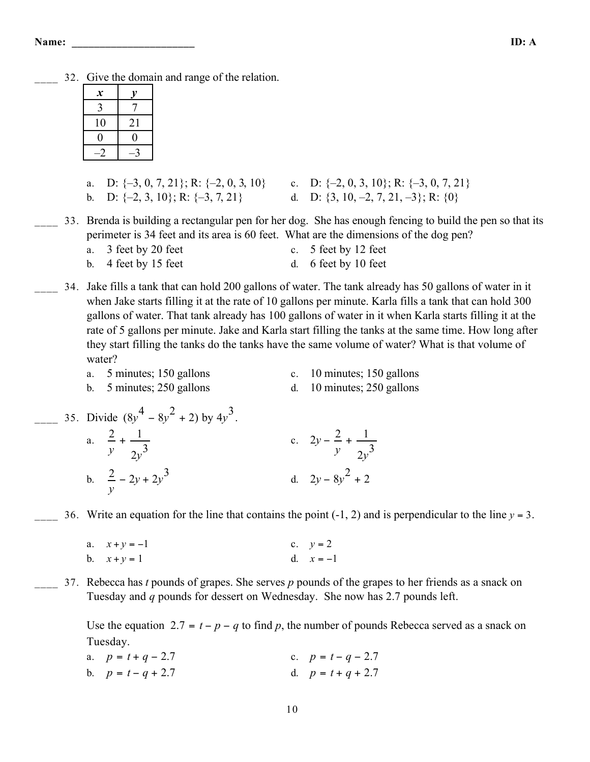Name: ______________________ ID: A

____ 32. Give the domain and range of the relation.

| *x* | *y* |
|---|---|
| 3 | 7 |
| 10 | 21 |
| 0 | 0 |
| –2 | –3 |

a. D: {–3, 0, 7, 21}; R: {–2, 0, 3, 10}
b. D: {–2, 3, 10}; R: {–3, 7, 21}
c. D: {–2, 0, 3, 10}; R: {–3, 0, 7, 21}
d. D: {3, 10, –2, 7, 21, –3}; R: {0}

____ 33. Brenda is building a rectangular pen for her dog. She has enough fencing to build the pen so that its perimeter is 34 feet and its area is 60 feet. What are the dimensions of the dog pen?

a. 3 feet by 20 feet
b. 4 feet by 15 feet
c. 5 feet by 12 feet
d. 6 feet by 10 feet

____ 34. Jake fills a tank that can hold 200 gallons of water. The tank already has 50 gallons of water in it when Jake starts filling it at the rate of 10 gallons per minute. Karla fills a tank that can hold 300 gallons of water. That tank already has 100 gallons of water in it when Karla starts filling it at the rate of 5 gallons per minute. Jake and Karla start filling the tanks at the same time. How long after they start filling the tanks do the tanks have the same volume of water? What is that volume of water?

a. 5 minutes; 150 gallons
b. 5 minutes; 250 gallons
c. 10 minutes; 150 gallons
d. 10 minutes; 250 gallons

____ 35. Divide $(8y^4 - 8y^2 + 2)$ by $4y^3$.

a. $\dfrac{2}{y} + \dfrac{1}{2y^3}$
b. $\dfrac{2}{y} - 2y + 2y^3$
c. $2y - \dfrac{2}{y} + \dfrac{1}{2y^3}$
d. $2y - 8y^2 + 2$

____ 36. Write an equation for the line that contains the point (-1, 2) and is perpendicular to the line $y = 3$.

a. $x + y = -1$
b. $x + y = 1$
c. $y = 2$
d. $x = -1$

____ 37. Rebecca has *t* pounds of grapes. She serves *p* pounds of the grapes to her friends as a snack on Tuesday and *q* pounds for dessert on Wednesday. She now has 2.7 pounds left.

Use the equation $2.7 = t - p - q$ to find *p*, the number of pounds Rebecca served as a snack on Tuesday.

a. $p = t + q - 2.7$
b. $p = t - q + 2.7$
c. $p = t - q - 2.7$
d. $p = t + q + 2.7$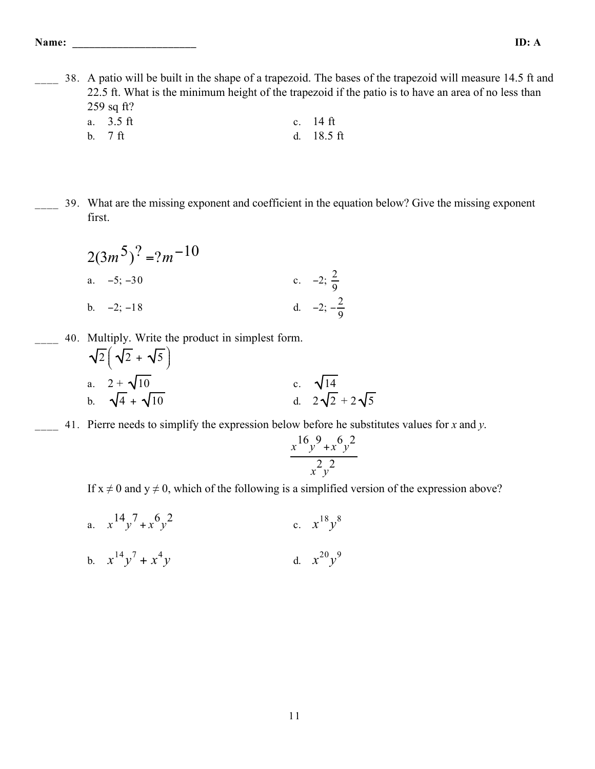**Name:** ______________________ **ID: A**

____ 38. A patio will be built in the shape of a trapezoid. The bases of the trapezoid will measure 14.5 ft and 22.5 ft. What is the minimum height of the trapezoid if the patio is to have an area of no less than 259 sq ft?

a. 3.5 ft
b. 7 ft
c. 14 ft
d. 18.5 ft

____ 39. What are the missing exponent and coefficient in the equation below? Give the missing exponent first.

$$2(3m^5)^? = ?m^{-10}$$

a. $-5$; $-30$
b. $-2$; $-18$
c. $-2$; $\frac{2}{9}$
d. $-2$; $-\frac{2}{9}$

____ 40. Multiply. Write the product in simplest form.

$\sqrt{2}\left(\sqrt{2} + \sqrt{5}\right)$

a. $2 + \sqrt{10}$
b. $\sqrt{4} + \sqrt{10}$
c. $\sqrt{14}$
d. $2\sqrt{2} + 2\sqrt{5}$

____ 41. Pierre needs to simplify the expression below before he substitutes values for *x* and *y*.

$$\frac{x^{16}y^{9} + x^{6}y^{2}}{x^{2}y^{2}}$$

If $x \neq 0$ and $y \neq 0$, which of the following is a simplified version of the expression above?

a. $x^{14}y^{7} + x^{6}y^{2}$
b. $x^{14}y^{7} + x^{4}y$
c. $x^{18}y^{8}$
d. $x^{20}y^{9}$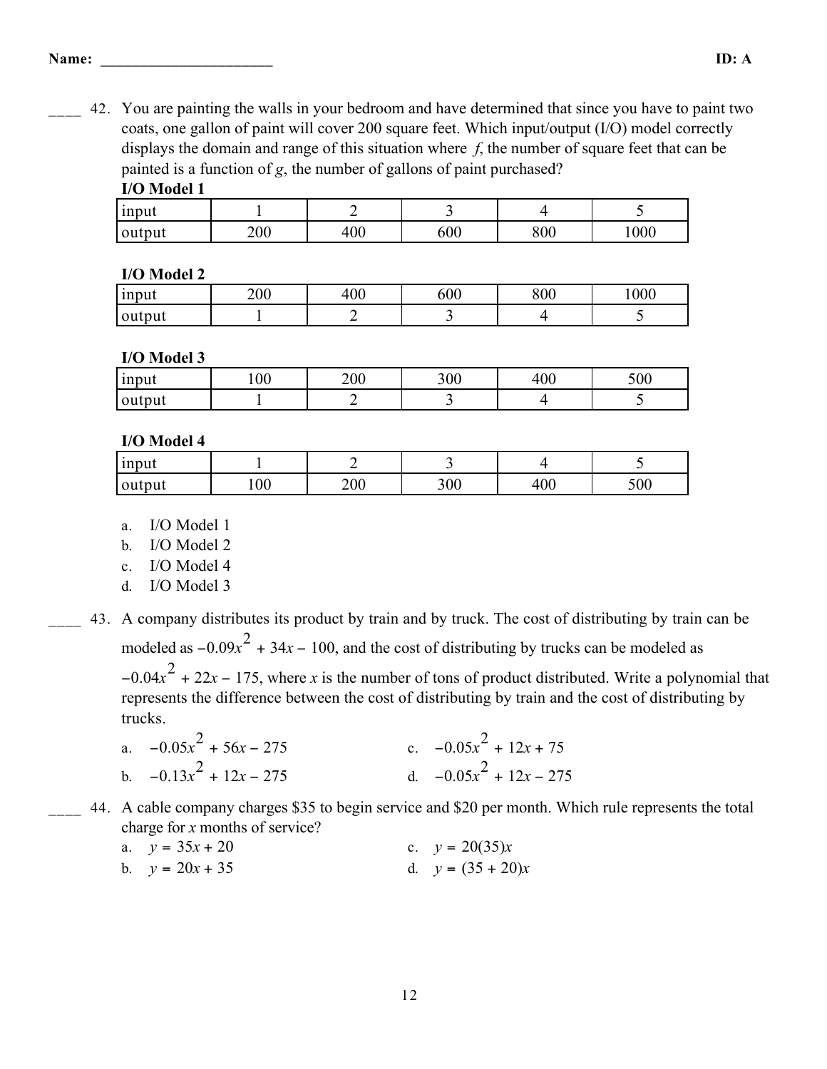____ 42. You are painting the walls in your bedroom and have determined that since you have to paint two coats, one gallon of paint will cover 200 square feet. Which input/output (I/O) model correctly displays the domain and range of this situation where $f$, the number of square feet that can be painted is a function of $g$, the number of gallons of paint purchased?

**I/O Model 1**

| input | 1 | 2 | 3 | 4 | 5 |
|---|---|---|---|---|---|
| output | 200 | 400 | 600 | 800 | 1000 |

**I/O Model 2**

| input | 200 | 400 | 600 | 800 | 1000 |
|---|---|---|---|---|---|
| output | 1 | 2 | 3 | 4 | 5 |

**I/O Model 3**

| input | 100 | 200 | 300 | 400 | 500 |
|---|---|---|---|---|---|
| output | 1 | 2 | 3 | 4 | 5 |

**I/O Model 4**

| input | 1 | 2 | 3 | 4 | 5 |
|---|---|---|---|---|---|
| output | 100 | 200 | 300 | 400 | 500 |

a. I/O Model 1

b. I/O Model 2

c. I/O Model 4

d. I/O Model 3

____ 43. A company distributes its product by train and by truck. The cost of distributing by train can be modeled as $-0.09x^2 + 34x - 100$, and the cost of distributing by trucks can be modeled as $-0.04x^2 + 22x - 175$, where $x$ is the number of tons of product distributed. Write a polynomial that represents the difference between the cost of distributing by train and the cost of distributing by trucks.

a. $-0.05x^2 + 56x - 275$

b. $-0.13x^2 + 12x - 275$

c. $-0.05x^2 + 12x + 75$

d. $-0.05x^2 + 12x - 275$

____ 44. A cable company charges \$35 to begin service and \$20 per month. Which rule represents the total charge for $x$ months of service?

a. $y = 35x + 20$

b. $y = 20x + 35$

c. $y = 20(35)x$

d. $y = (35 + 20)x$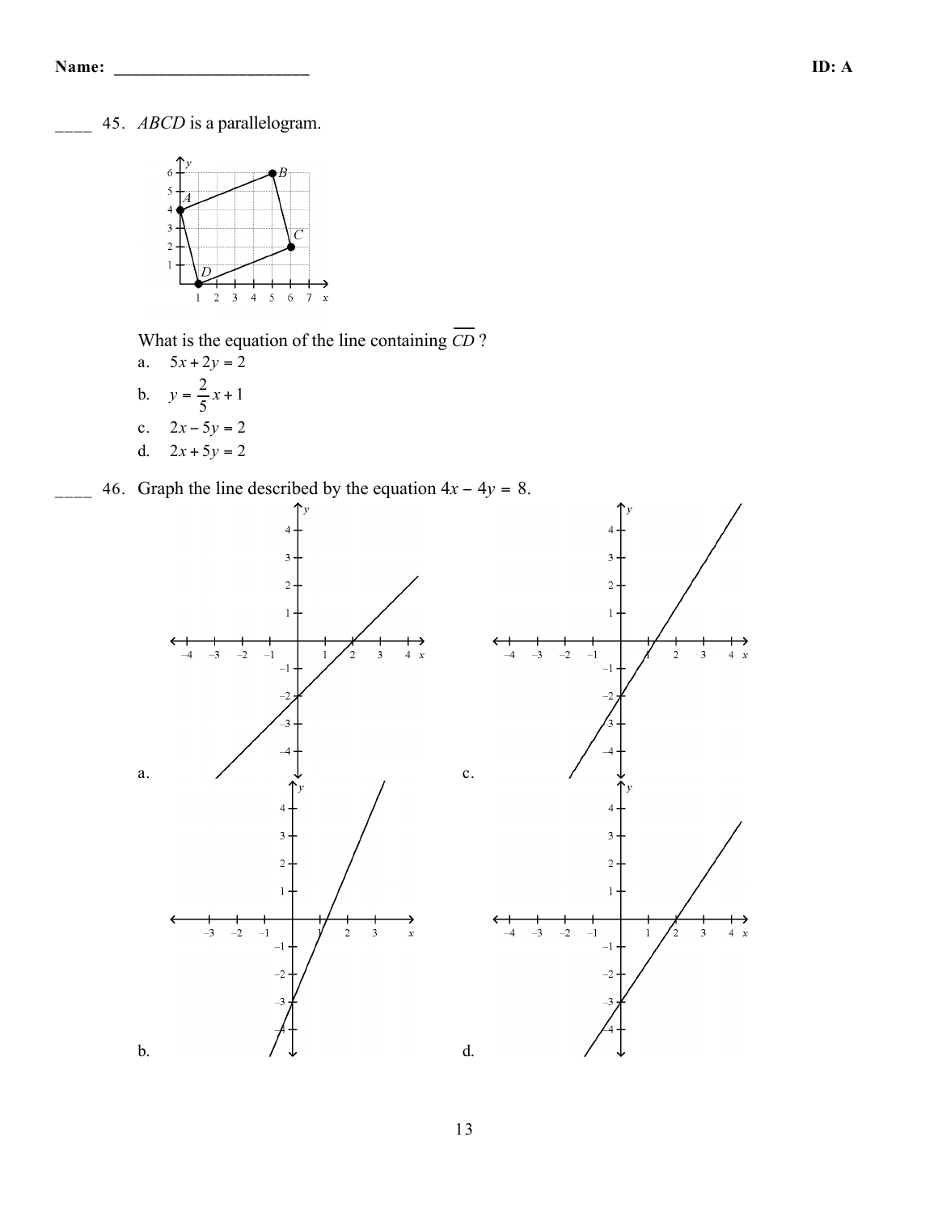____ 45. *ABCD* is a parallelogram.

What is the equation of the line containing $\overline{CD}$ ?

a. $5x + 2y = 2$

b. $y = \dfrac{2}{5}x + 1$

c. $2x - 5y = 2$

d. $2x + 5y = 2$

____ 46. Graph the line described by the equation $4x - 4y = 8$.

a.

b.

c.

d.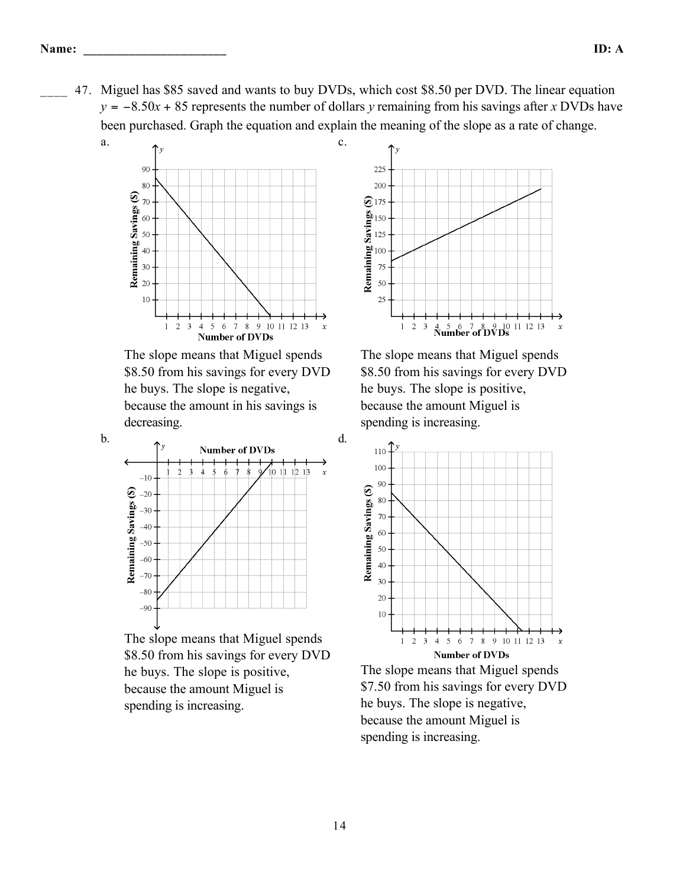**Name: ______________________** **ID: A**

____ 47. Miguel has \$85 saved and wants to buy DVDs, which cost \$8.50 per DVD. The linear equation $y = -8.50x + 85$ represents the number of dollars $y$ remaining from his savings after $x$ DVDs have been purchased. Graph the equation and explain the meaning of the slope as a rate of change.

a.

The slope means that Miguel spends \$8.50 from his savings for every DVD he buys. The slope is negative, because the amount in his savings is decreasing.

b.

The slope means that Miguel spends \$8.50 from his savings for every DVD he buys. The slope is positive, because the amount Miguel is spending is increasing.

c.

The slope means that Miguel spends \$8.50 from his savings for every DVD he buys. The slope is positive, because the amount Miguel is spending is increasing.

d.

The slope means that Miguel spends \$7.50 from his savings for every DVD he buys. The slope is negative, because the amount Miguel is spending is increasing.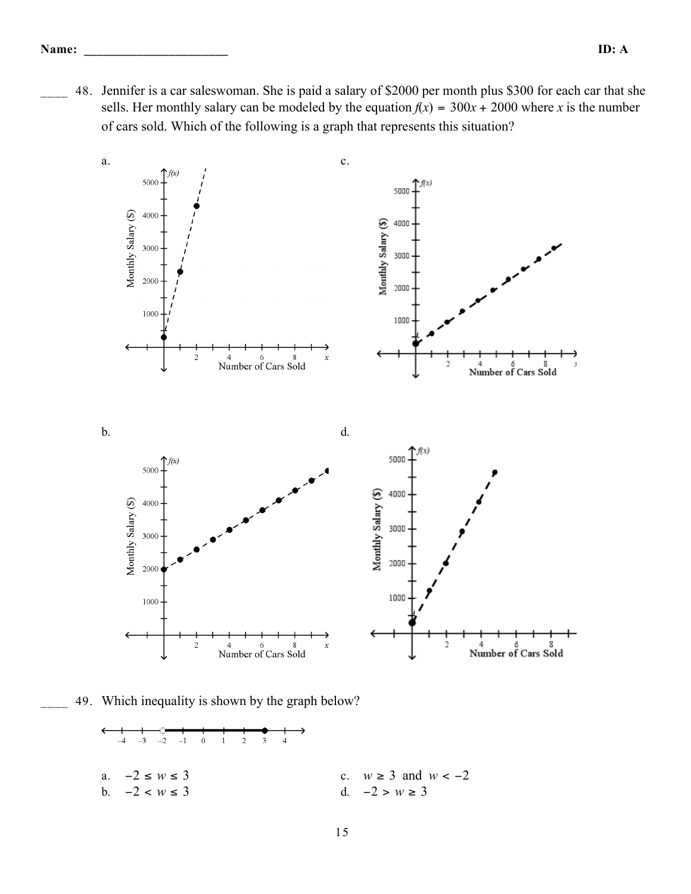**Name: ______________________ ID: A**

____ 48. Jennifer is a car saleswoman. She is paid a salary of \$2000 per month plus \$300 for each car that she sells. Her monthly salary can be modeled by the equation $f(x) = 300x + 2000$ where $x$ is the number of cars sold. Which of the following is a graph that represents this situation?

a.

c.

b.

d.

____ 49. Which inequality is shown by the graph below?

a. $-2 \le w \le 3$

b. $-2 < w \le 3$

c. $w \ge 3$ and $w < -2$

d. $-2 > w \ge 3$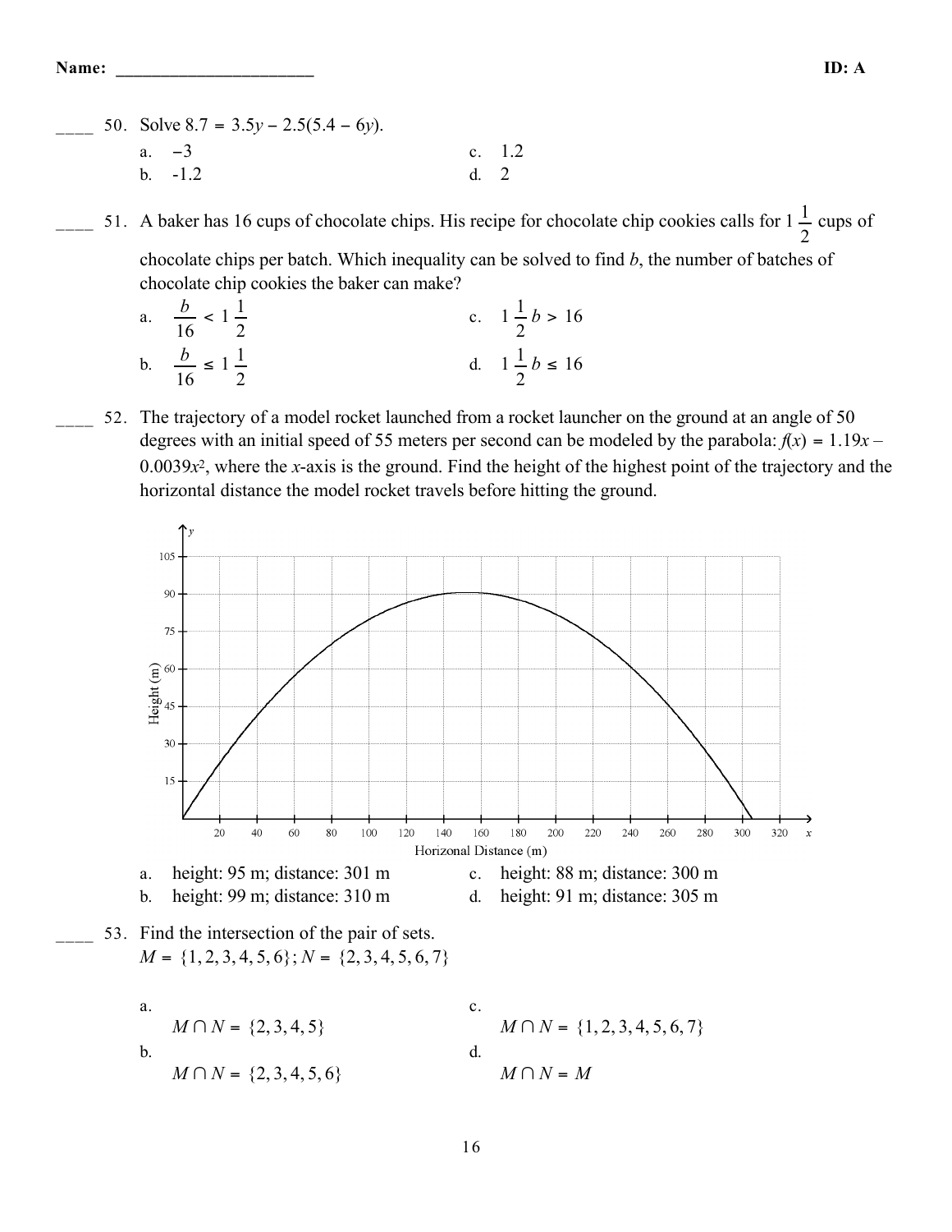____ 50. Solve $8.7 = 3.5y - 2.5(5.4 - 6y)$.

a. $-3$
b. -1.2
c. 1.2
d. 2

____ 51. A baker has 16 cups of chocolate chips. His recipe for chocolate chip cookies calls for $1\frac{1}{2}$ cups of chocolate chips per batch. Which inequality can be solved to find $b$, the number of batches of chocolate chip cookies the baker can make?

a. $\frac{b}{16} < 1\frac{1}{2}$
b. $\frac{b}{16} \leq 1\frac{1}{2}$
c. $1\frac{1}{2}b > 16$
d. $1\frac{1}{2}b \leq 16$

____ 52. The trajectory of a model rocket launched from a rocket launcher on the ground at an angle of 50 degrees with an initial speed of 55 meters per second can be modeled by the parabola: $f(x) = 1.19x - 0.0039x^2$, where the $x$-axis is the ground. Find the height of the highest point of the trajectory and the horizontal distance the model rocket travels before hitting the ground.

a. height: 95 m; distance: 301 m
b. height: 99 m; distance: 310 m
c. height: 88 m; distance: 300 m
d. height: 91 m; distance: 305 m

____ 53. Find the intersection of the pair of sets.
$M = \{1, 2, 3, 4, 5, 6\}$; $N = \{2, 3, 4, 5, 6, 7\}$

a. $M \cap N = \{2, 3, 4, 5\}$
b. $M \cap N = \{2, 3, 4, 5, 6\}$
c. $M \cap N = \{1, 2, 3, 4, 5, 6, 7\}$
d. $M \cap N = M$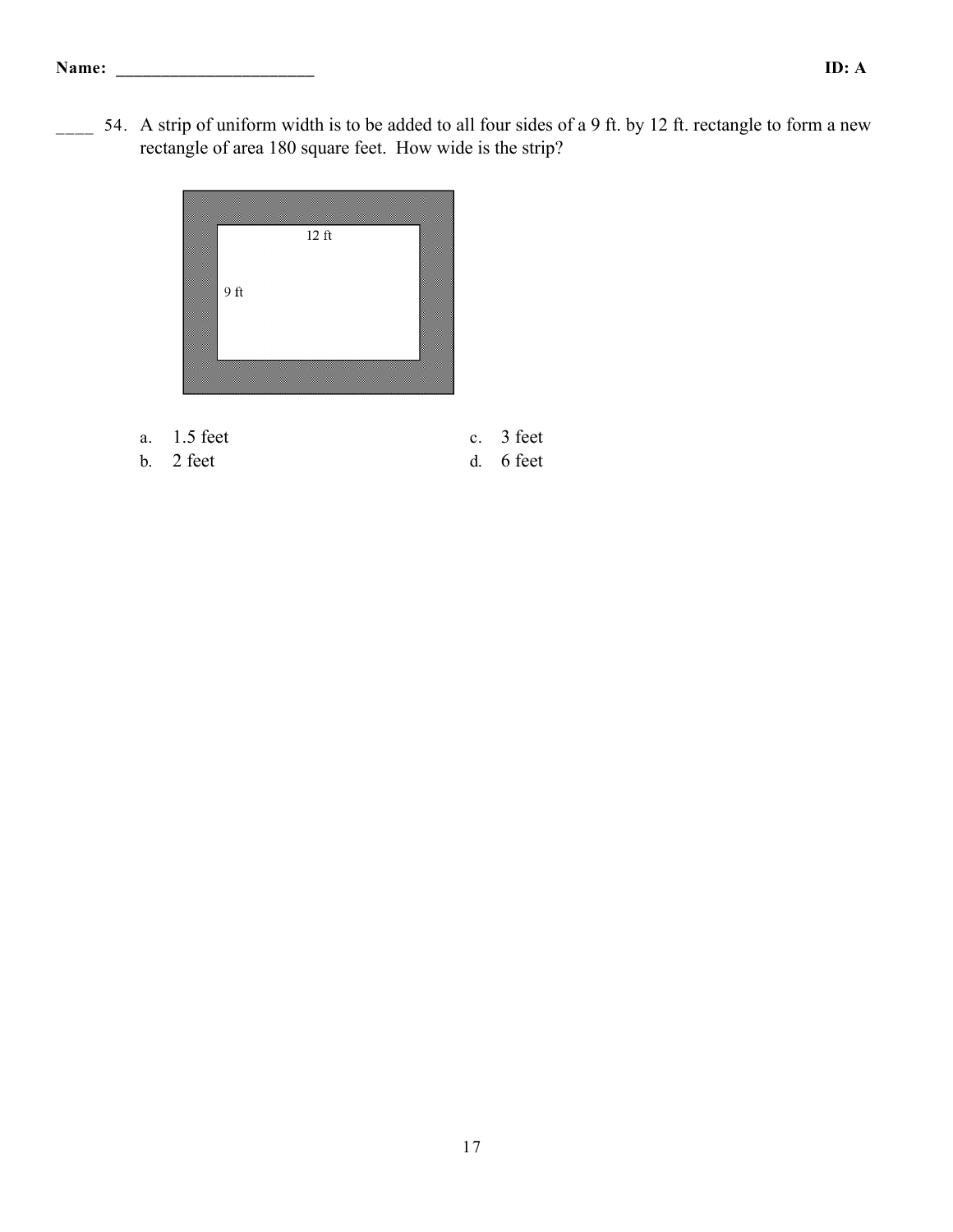Name: ______________________ ID: A

____ 54. A strip of uniform width is to be added to all four sides of a 9 ft. by 12 ft. rectangle to form a new rectangle of area 180 square feet. How wide is the strip?

12 ft

9 ft

| | |
|---|---|
| a. 1.5 feet | c. 3 feet |
| b. 2 feet | d. 6 feet |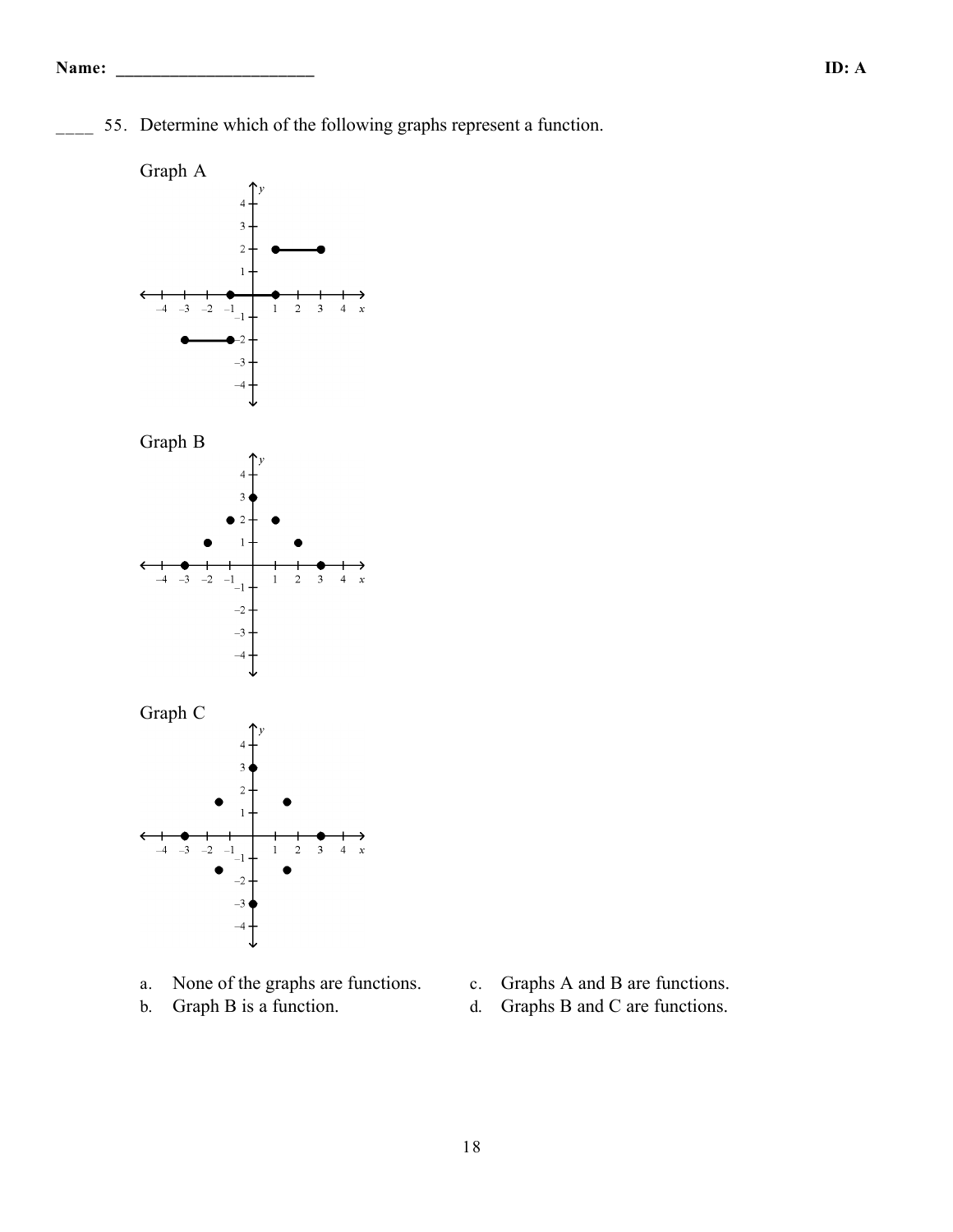____ 55. Determine which of the following graphs represent a function.

Graph A

Graph B

Graph C

a. None of the graphs are functions.

b. Graph B is a function.

c. Graphs A and B are functions.

d. Graphs B and C are functions.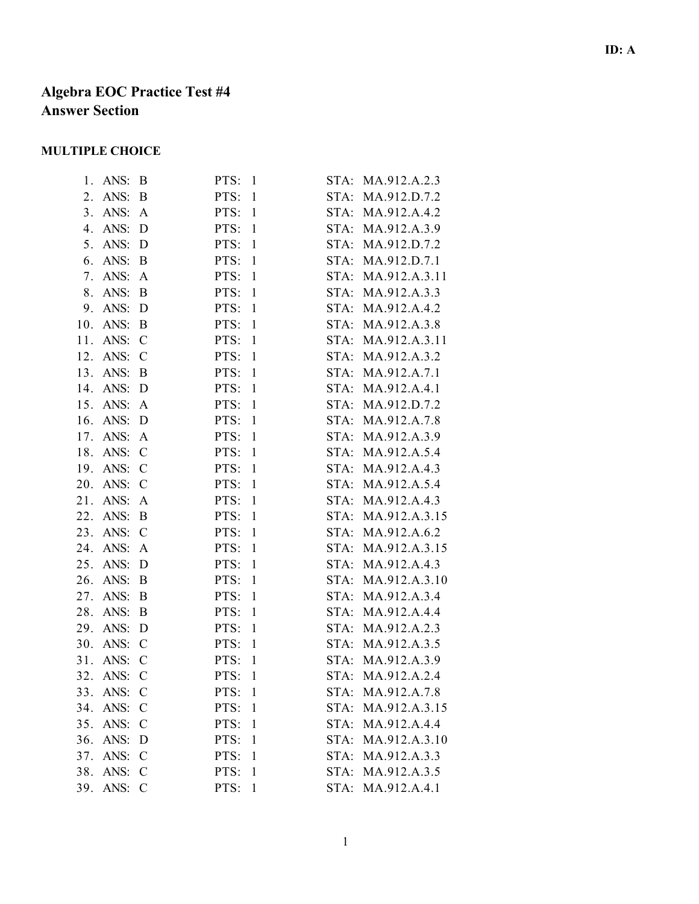ID: A

# Algebra EOC Practice Test #4
# Answer Section

## MULTIPLE CHOICE

| | | | |
|---|---|---|---|
| 1. | ANS: B | PTS: 1 | STA: MA.912.A.2.3 |
| 2. | ANS: B | PTS: 1 | STA: MA.912.D.7.2 |
| 3. | ANS: A | PTS: 1 | STA: MA.912.A.4.2 |
| 4. | ANS: D | PTS: 1 | STA: MA.912.A.3.9 |
| 5. | ANS: D | PTS: 1 | STA: MA.912.D.7.2 |
| 6. | ANS: B | PTS: 1 | STA: MA.912.D.7.1 |
| 7. | ANS: A | PTS: 1 | STA: MA.912.A.3.11 |
| 8. | ANS: B | PTS: 1 | STA: MA.912.A.3.3 |
| 9. | ANS: D | PTS: 1 | STA: MA.912.A.4.2 |
| 10. | ANS: B | PTS: 1 | STA: MA.912.A.3.8 |
| 11. | ANS: C | PTS: 1 | STA: MA.912.A.3.11 |
| 12. | ANS: C | PTS: 1 | STA: MA.912.A.3.2 |
| 13. | ANS: B | PTS: 1 | STA: MA.912.A.7.1 |
| 14. | ANS: D | PTS: 1 | STA: MA.912.A.4.1 |
| 15. | ANS: A | PTS: 1 | STA: MA.912.D.7.2 |
| 16. | ANS: D | PTS: 1 | STA: MA.912.A.7.8 |
| 17. | ANS: A | PTS: 1 | STA: MA.912.A.3.9 |
| 18. | ANS: C | PTS: 1 | STA: MA.912.A.5.4 |
| 19. | ANS: C | PTS: 1 | STA: MA.912.A.4.3 |
| 20. | ANS: C | PTS: 1 | STA: MA.912.A.5.4 |
| 21. | ANS: A | PTS: 1 | STA: MA.912.A.4.3 |
| 22. | ANS: B | PTS: 1 | STA: MA.912.A.3.15 |
| 23. | ANS: C | PTS: 1 | STA: MA.912.A.6.2 |
| 24. | ANS: A | PTS: 1 | STA: MA.912.A.3.15 |
| 25. | ANS: D | PTS: 1 | STA: MA.912.A.4.3 |
| 26. | ANS: B | PTS: 1 | STA: MA.912.A.3.10 |
| 27. | ANS: B | PTS: 1 | STA: MA.912.A.3.4 |
| 28. | ANS: B | PTS: 1 | STA: MA.912.A.4.4 |
| 29. | ANS: D | PTS: 1 | STA: MA.912.A.2.3 |
| 30. | ANS: C | PTS: 1 | STA: MA.912.A.3.5 |
| 31. | ANS: C | PTS: 1 | STA: MA.912.A.3.9 |
| 32. | ANS: C | PTS: 1 | STA: MA.912.A.2.4 |
| 33. | ANS: C | PTS: 1 | STA: MA.912.A.7.8 |
| 34. | ANS: C | PTS: 1 | STA: MA.912.A.3.15 |
| 35. | ANS: C | PTS: 1 | STA: MA.912.A.4.4 |
| 36. | ANS: D | PTS: 1 | STA: MA.912.A.3.10 |
| 37. | ANS: C | PTS: 1 | STA: MA.912.A.3.3 |
| 38. | ANS: C | PTS: 1 | STA: MA.912.A.3.5 |
| 39. | ANS: C | PTS: 1 | STA: MA.912.A.4.1 |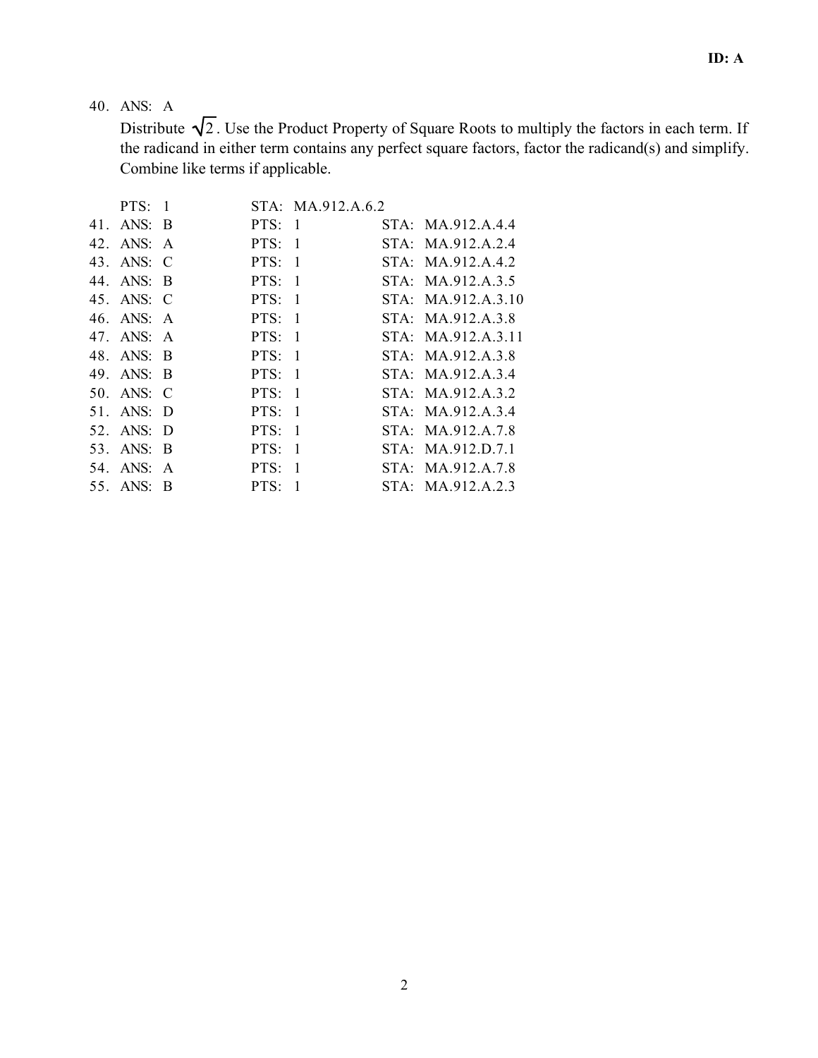**ID: A**

40. ANS: A

Distribute $\sqrt{2}$. Use the Product Property of Square Roots to multiply the factors in each term. If the radicand in either term contains any perfect square factors, factor the radicand(s) and simplify. Combine like terms if applicable.

PTS: 1 STA: MA.912.A.6.2

| | | | |
|---|---|---|---|
| 41. | ANS: B | PTS: 1 | STA: MA.912.A.4.4 |
| 42. | ANS: A | PTS: 1 | STA: MA.912.A.2.4 |
| 43. | ANS: C | PTS: 1 | STA: MA.912.A.4.2 |
| 44. | ANS: B | PTS: 1 | STA: MA.912.A.3.5 |
| 45. | ANS: C | PTS: 1 | STA: MA.912.A.3.10 |
| 46. | ANS: A | PTS: 1 | STA: MA.912.A.3.8 |
| 47. | ANS: A | PTS: 1 | STA: MA.912.A.3.11 |
| 48. | ANS: B | PTS: 1 | STA: MA.912.A.3.8 |
| 49. | ANS: B | PTS: 1 | STA: MA.912.A.3.4 |
| 50. | ANS: C | PTS: 1 | STA: MA.912.A.3.2 |
| 51. | ANS: D | PTS: 1 | STA: MA.912.A.3.4 |
| 52. | ANS: D | PTS: 1 | STA: MA.912.A.7.8 |
| 53. | ANS: B | PTS: 1 | STA: MA.912.D.7.1 |
| 54. | ANS: A | PTS: 1 | STA: MA.912.A.7.8 |
| 55. | ANS: B | PTS: 1 | STA: MA.912.A.2.3 |